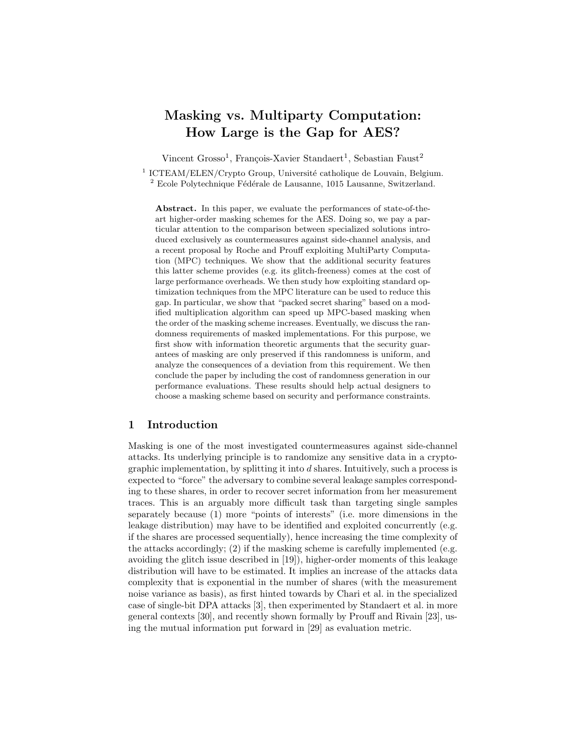# Masking vs. Multiparty Computation: How Large is the Gap for AES?

Vincent Grosso[1], François-Xavier Standaert[1], Sebastian Faust[2]

[1] ICTEAM/ELEN/Crypto Group, Université catholique de Louvain, Belgium.
[2] Ecole Polytechnique Fédérale de Lausanne, 1015 Lausanne, Switzerland.

**Abstract.** In this paper, we evaluate the performances of state-of-the-art higher-order masking schemes for the AES. Doing so, we pay a particular attention to the comparison between specialized solutions introduced exclusively as countermeasures against side-channel analysis, and a recent proposal by Roche and Prouff exploiting MultiParty Computation (MPC) techniques. We show that the additional security features this latter scheme provides (e.g. its glitch-freeness) comes at the cost of large performance overheads. We then study how exploiting standard optimization techniques from the MPC literature can be used to reduce this gap. In particular, we show that "packed secret sharing" based on a modified multiplication algorithm can speed up MPC-based masking when the order of the masking scheme increases. Eventually, we discuss the randomness requirements of masked implementations. For this purpose, we first show with information theoretic arguments that the security guarantees of masking are only preserved if this randomness is uniform, and analyze the consequences of a deviation from this requirement. We then conclude the paper by including the cost of randomness generation in our performance evaluations. These results should help actual designers to choose a masking scheme based on security and performance constraints.

## 1 Introduction

Masking is one of the most investigated countermeasures against side-channel attacks. Its underlying principle is to randomize any sensitive data in a cryptographic implementation, by splitting it into $d$ shares. Intuitively, such a process is expected to "force" the adversary to combine several leakage samples corresponding to these shares, in order to recover secret information from her measurement traces. This is an arguably more difficult task than targeting single samples separately because (1) more "points of interests" (i.e. more dimensions in the leakage distribution) may have to be identified and exploited concurrently (e.g. if the shares are processed sequentially), hence increasing the time complexity of the attacks accordingly; (2) if the masking scheme is carefully implemented (e.g. avoiding the glitch issue described in [19]), higher-order moments of this leakage distribution will have to be estimated. It implies an increase of the attacks data complexity that is exponential in the number of shares (with the measurement noise variance as basis), as first hinted towards by Chari et al. in the specialized case of single-bit DPA attacks [3], then experimented by Standaert et al. in more general contexts [30], and recently shown formally by Prouff and Rivain [23], using the mutual information put forward in [29] as evaluation metric.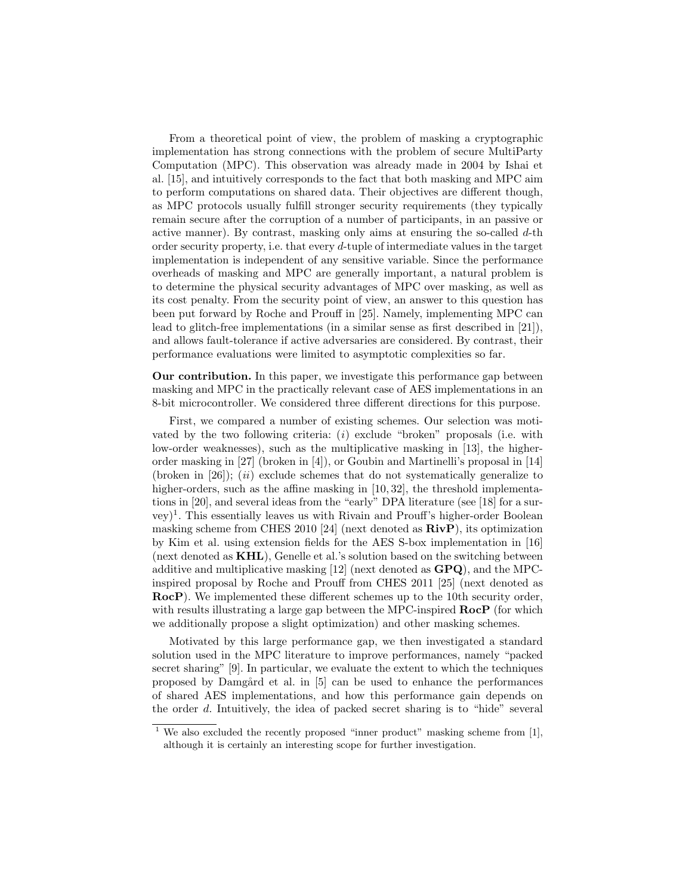From a theoretical point of view, the problem of masking a cryptographic implementation has strong connections with the problem of secure MultiParty Computation (MPC). This observation was already made in 2004 by Ishai et al. [15], and intuitively corresponds to the fact that both masking and MPC aim to perform computations on shared data. Their objectives are different though, as MPC protocols usually fulfill stronger security requirements (they typically remain secure after the corruption of a number of participants, in an passive or active manner). By contrast, masking only aims at ensuring the so-called $d$-th order security property, i.e. that every $d$-tuple of intermediate values in the target implementation is independent of any sensitive variable. Since the performance overheads of masking and MPC are generally important, a natural problem is to determine the physical security advantages of MPC over masking, as well as its cost penalty. From the security point of view, an answer to this question has been put forward by Roche and Prouff in [25]. Namely, implementing MPC can lead to glitch-free implementations (in a similar sense as first described in [21]), and allows fault-tolerance if active adversaries are considered. By contrast, their performance evaluations were limited to asymptotic complexities so far.

**Our contribution.** In this paper, we investigate this performance gap between masking and MPC in the practically relevant case of AES implementations in an 8-bit microcontroller. We considered three different directions for this purpose.

First, we compared a number of existing schemes. Our selection was motivated by the two following criteria: ($i$) exclude "broken" proposals (i.e. with low-order weaknesses), such as the multiplicative masking in [13], the higher-order masking in [27] (broken in [4]), or Goubin and Martinelli's proposal in [14] (broken in [26]); ($ii$) exclude schemes that do not systematically generalize to higher-orders, such as the affine masking in [10, 32], the threshold implementations in [20], and several ideas from the "early" DPA literature (see [18] for a survey)[1]. This essentially leaves us with Rivain and Prouff's higher-order Boolean masking scheme from CHES 2010 [24] (next denoted as **RivP**), its optimization by Kim et al. using extension fields for the AES S-box implementation in [16] (next denoted as **KHL**), Genelle et al.'s solution based on the switching between additive and multiplicative masking [12] (next denoted as **GPQ**), and the MPC-inspired proposal by Roche and Prouff from CHES 2011 [25] (next denoted as **RocP**). We implemented these different schemes up to the 10th security order, with results illustrating a large gap between the MPC-inspired **RocP** (for which we additionally propose a slight optimization) and other masking schemes.

Motivated by this large performance gap, we then investigated a standard solution used in the MPC literature to improve performances, namely "packed secret sharing" [9]. In particular, we evaluate the extent to which the techniques proposed by Damgård et al. in [5] can be used to enhance the performances of shared AES implementations, and how this performance gain depends on the order $d$. Intuitively, the idea of packed secret sharing is to "hide" several

[1] We also excluded the recently proposed "inner product" masking scheme from [1], although it is certainly an interesting scope for further investigation.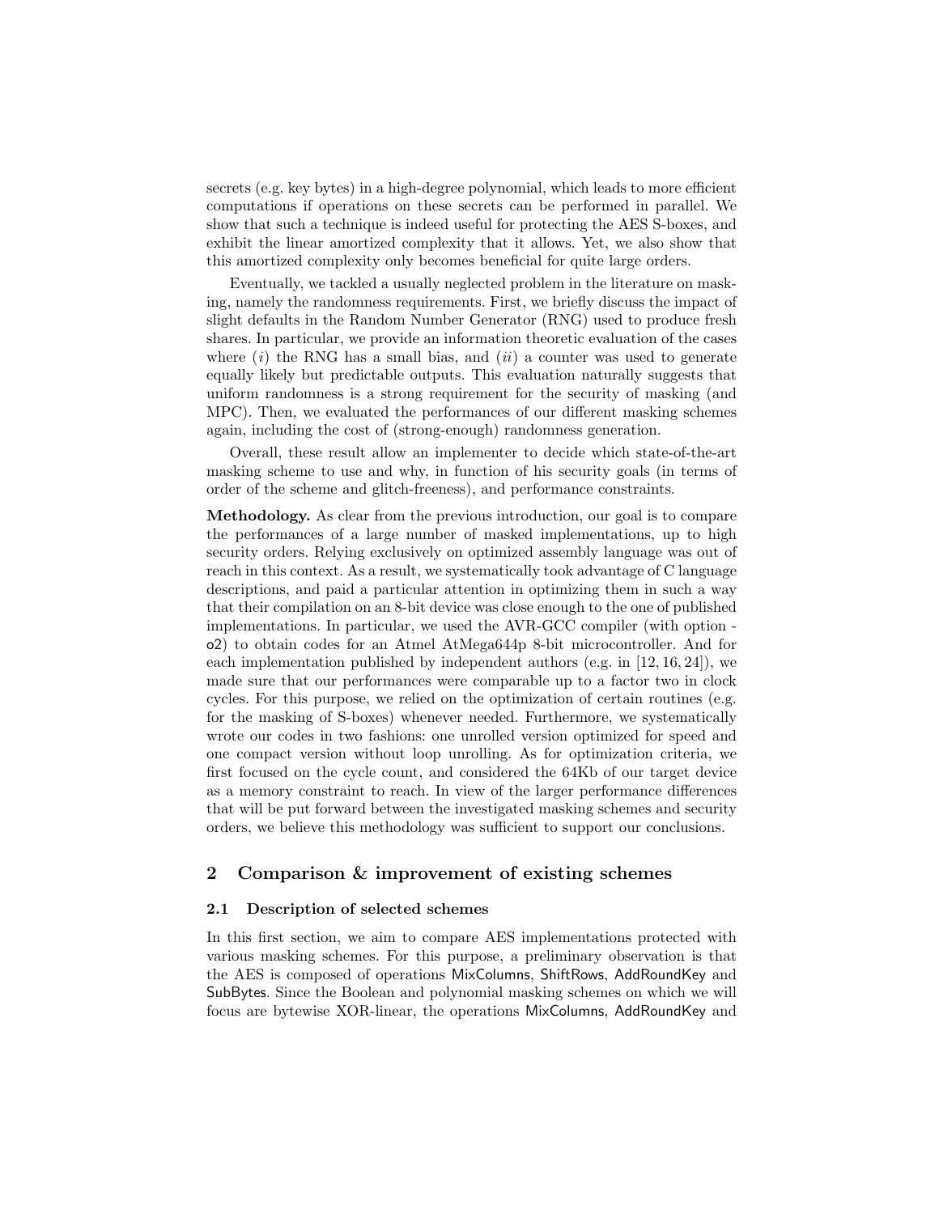secrets (e.g. key bytes) in a high-degree polynomial, which leads to more efficient computations if operations on these secrets can be performed in parallel. We show that such a technique is indeed useful for protecting the AES S-boxes, and exhibit the linear amortized complexity that it allows. Yet, we also show that this amortized complexity only becomes beneficial for quite large orders.

Eventually, we tackled a usually neglected problem in the literature on masking, namely the randomness requirements. First, we briefly discuss the impact of slight defaults in the Random Number Generator (RNG) used to produce fresh shares. In particular, we provide an information theoretic evaluation of the cases where (*i*) the RNG has a small bias, and (*ii*) a counter was used to generate equally likely but predictable outputs. This evaluation naturally suggests that uniform randomness is a strong requirement for the security of masking (and MPC). Then, we evaluated the performances of our different masking schemes again, including the cost of (strong-enough) randomness generation.

Overall, these result allow an implementer to decide which state-of-the-art masking scheme to use and why, in function of his security goals (in terms of order of the scheme and glitch-freeness), and performance constraints.

**Methodology.** As clear from the previous introduction, our goal is to compare the performances of a large number of masked implementations, up to high security orders. Relying exclusively on optimized assembly language was out of reach in this context. As a result, we systematically took advantage of C language descriptions, and paid a particular attention in optimizing them in such a way that their compilation on an 8-bit device was close enough to the one of published implementations. In particular, we used the AVR-GCC compiler (with option -o2) to obtain codes for an Atmel AtMega644p 8-bit microcontroller. And for each implementation published by independent authors (e.g. in [12, 16, 24]), we made sure that our performances were comparable up to a factor two in clock cycles. For this purpose, we relied on the optimization of certain routines (e.g. for the masking of S-boxes) whenever needed. Furthermore, we systematically wrote our codes in two fashions: one unrolled version optimized for speed and one compact version without loop unrolling. As for optimization criteria, we first focused on the cycle count, and considered the 64Kb of our target device as a memory constraint to reach. In view of the larger performance differences that will be put forward between the investigated masking schemes and security orders, we believe this methodology was sufficient to support our conclusions.

## 2 Comparison & improvement of existing schemes

### 2.1 Description of selected schemes

In this first section, we aim to compare AES implementations protected with various masking schemes. For this purpose, a preliminary observation is that the AES is composed of operations MixColumns, ShiftRows, AddRoundKey and SubBytes. Since the Boolean and polynomial masking schemes on which we will focus are bytewise XOR-linear, the operations MixColumns, AddRoundKey and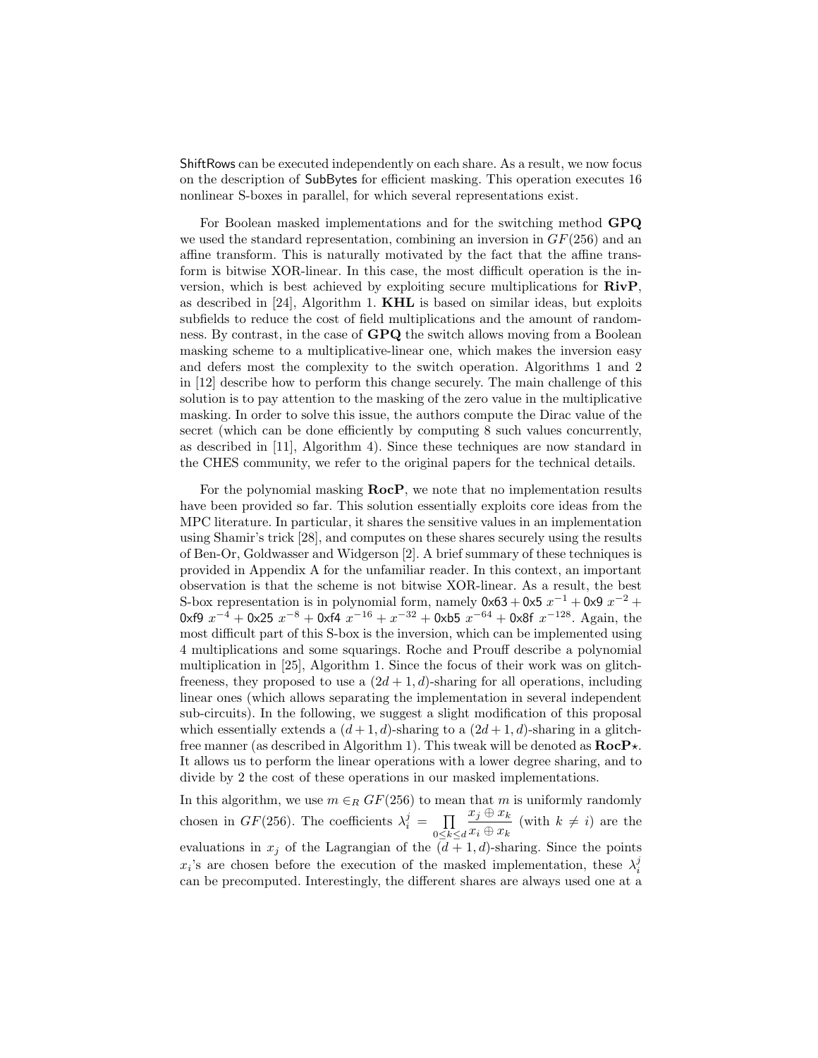ShiftRows can be executed independently on each share. As a result, we now focus on the description of SubBytes for efficient masking. This operation executes 16 nonlinear S-boxes in parallel, for which several representations exist.

For Boolean masked implementations and for the switching method **GPQ** we used the standard representation, combining an inversion in $GF(256)$ and an affine transform. This is naturally motivated by the fact that the affine transform is bitwise XOR-linear. In this case, the most difficult operation is the inversion, which is best achieved by exploiting secure multiplications for **RivP**, as described in [24], Algorithm 1. **KHL** is based on similar ideas, but exploits subfields to reduce the cost of field multiplications and the amount of randomness. By contrast, in the case of **GPQ** the switch allows moving from a Boolean masking scheme to a multiplicative-linear one, which makes the inversion easy and defers most the complexity to the switch operation. Algorithms 1 and 2 in [12] describe how to perform this change securely. The main challenge of this solution is to pay attention to the masking of the zero value in the multiplicative masking. In order to solve this issue, the authors compute the Dirac value of the secret (which can be done efficiently by computing 8 such values concurrently, as described in [11], Algorithm 4). Since these techniques are now standard in the CHES community, we refer to the original papers for the technical details.

For the polynomial masking **RocP**, we note that no implementation results have been provided so far. This solution essentially exploits core ideas from the MPC literature. In particular, it shares the sensitive values in an implementation using Shamir's trick [28], and computes on these shares securely using the results of Ben-Or, Goldwasser and Widgerson [2]. A brief summary of these techniques is provided in Appendix A for the unfamiliar reader. In this context, an important observation is that the scheme is not bitwise XOR-linear. As a result, the best S-box representation is in polynomial form, namely $\mathsf{0x63} + \mathsf{0x5}\ x^{-1} + \mathsf{0x9}\ x^{-2} + \mathsf{0xf9}\ x^{-4} + \mathsf{0x25}\ x^{-8} + \mathsf{0xf4}\ x^{-16} + x^{-32} + \mathsf{0xb5}\ x^{-64} + \mathsf{0x8f}\ x^{-128}$. Again, the most difficult part of this S-box is the inversion, which can be implemented using 4 multiplications and some squarings. Roche and Prouff describe a polynomial multiplication in [25], Algorithm 1. Since the focus of their work was on glitch-freeness, they proposed to use a $(2d+1,d)$-sharing for all operations, including linear ones (which allows separating the implementation in several independent sub-circuits). In the following, we suggest a slight modification of this proposal which essentially extends a $(d+1,d)$-sharing to a $(2d+1,d)$-sharing in a glitch-free manner (as described in Algorithm 1). This tweak will be denoted as **RocP**$\star$. It allows us to perform the linear operations with a lower degree sharing, and to divide by 2 the cost of these operations in our masked implementations.

In this algorithm, we use $m \in_R GF(256)$ to mean that $m$ is uniformly randomly chosen in $GF(256)$. The coefficients $\lambda_i^j = \prod_{0 \leq k \leq d} \frac{x_j \oplus x_k}{x_i \oplus x_k}$ (with $k \neq i$) are the evaluations in $x_j$ of the Lagrangian of the $(d+1,d)$-sharing. Since the points $x_i$'s are chosen before the execution of the masked implementation, these $\lambda_i^j$ can be precomputed. Interestingly, the different shares are always used one at a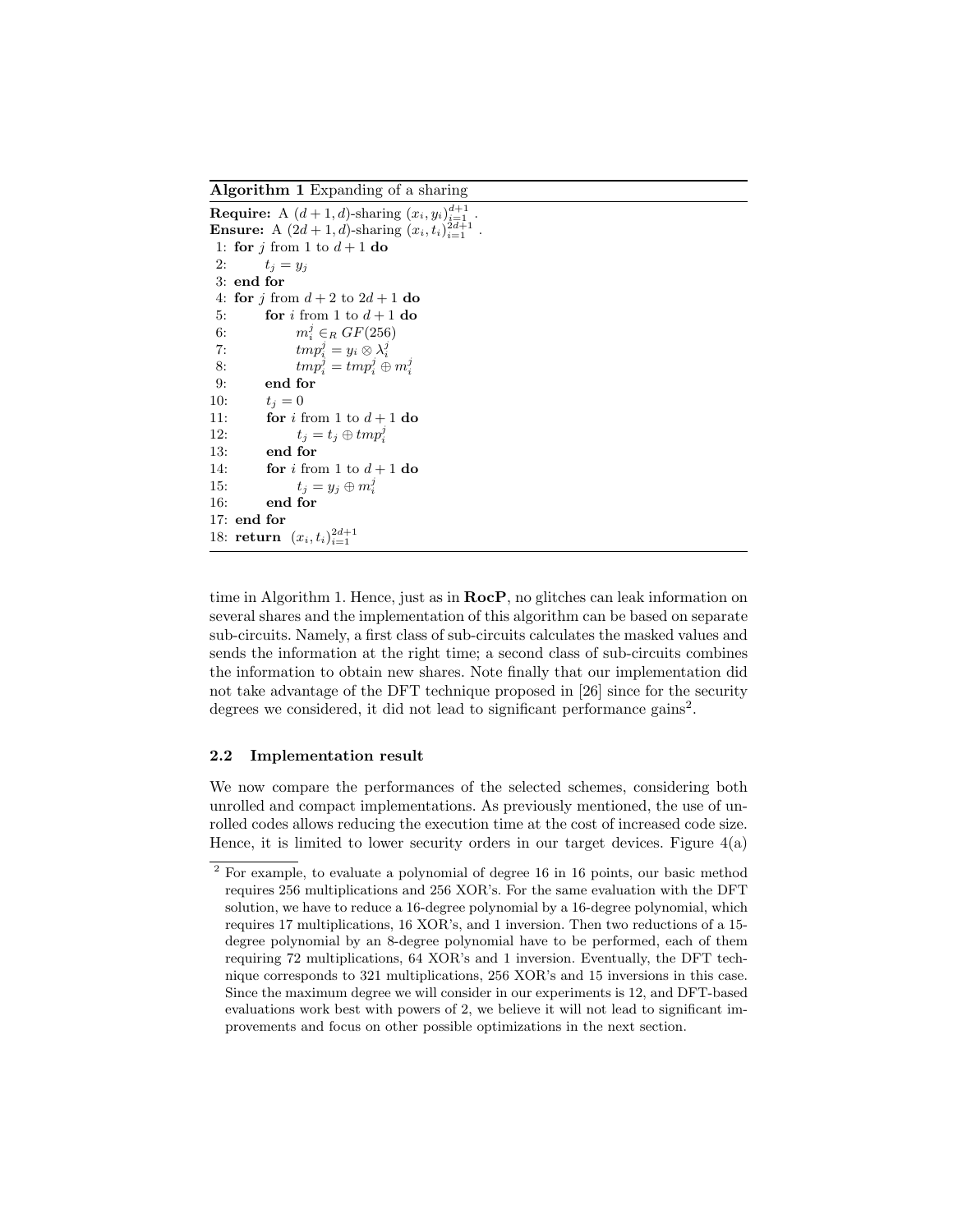**Algorithm 1** Expanding of a sharing

**Require:** A $(d+1,d)$-sharing $(x_i, y_i)_{i=1}^{d+1}$ .
**Ensure:** A $(2d+1,d)$-sharing $(x_i, t_i)_{i=1}^{2d+1}$ .

```
 1: for j from 1 to d+1 do
 2:     t_j = y_j
 3: end for
 4: for j from d+2 to 2d+1 do
 5:     for i from 1 to d+1 do
 6:         m_i^j ∈_R GF(256)
 7:         tmp_i^j = y_i ⊗ λ_i^j
 8:         tmp_i^j = tmp_i^j ⊕ m_i^j
 9:     end for
10:     t_j = 0
11:     for i from 1 to d+1 do
12:         t_j = t_j ⊕ tmp_i^j
13:     end for
14:     for i from 1 to d+1 do
15:         t_j = y_j ⊕ m_i^j
16:     end for
17: end for
18: return (x_i, t_i)_{i=1}^{2d+1}
```

time in Algorithm 1. Hence, just as in **RocP**, no glitches can leak information on several shares and the implementation of this algorithm can be based on separate sub-circuits. Namely, a first class of sub-circuits calculates the masked values and sends the information at the right time; a second class of sub-circuits combines the information to obtain new shares. Note finally that our implementation did not take advantage of the DFT technique proposed in [26] since for the security degrees we considered, it did not lead to significant performance gains[2].

### 2.2 Implementation result

We now compare the performances of the selected schemes, considering both unrolled and compact implementations. As previously mentioned, the use of unrolled codes allows reducing the execution time at the cost of increased code size. Hence, it is limited to lower security orders in our target devices. Figure 4(a)

[2] For example, to evaluate a polynomial of degree 16 in 16 points, our basic method requires 256 multiplications and 256 XOR's. For the same evaluation with the DFT solution, we have to reduce a 16-degree polynomial by a 16-degree polynomial, which requires 17 multiplications, 16 XOR's, and 1 inversion. Then two reductions of a 15-degree polynomial by an 8-degree polynomial have to be performed, each of them requiring 72 multiplications, 64 XOR's and 1 inversion. Eventually, the DFT technique corresponds to 321 multiplications, 256 XOR's and 15 inversions in this case. Since the maximum degree we will consider in our experiments is 12, and DFT-based evaluations work best with powers of 2, we believe it will not lead to significant improvements and focus on other possible optimizations in the next section.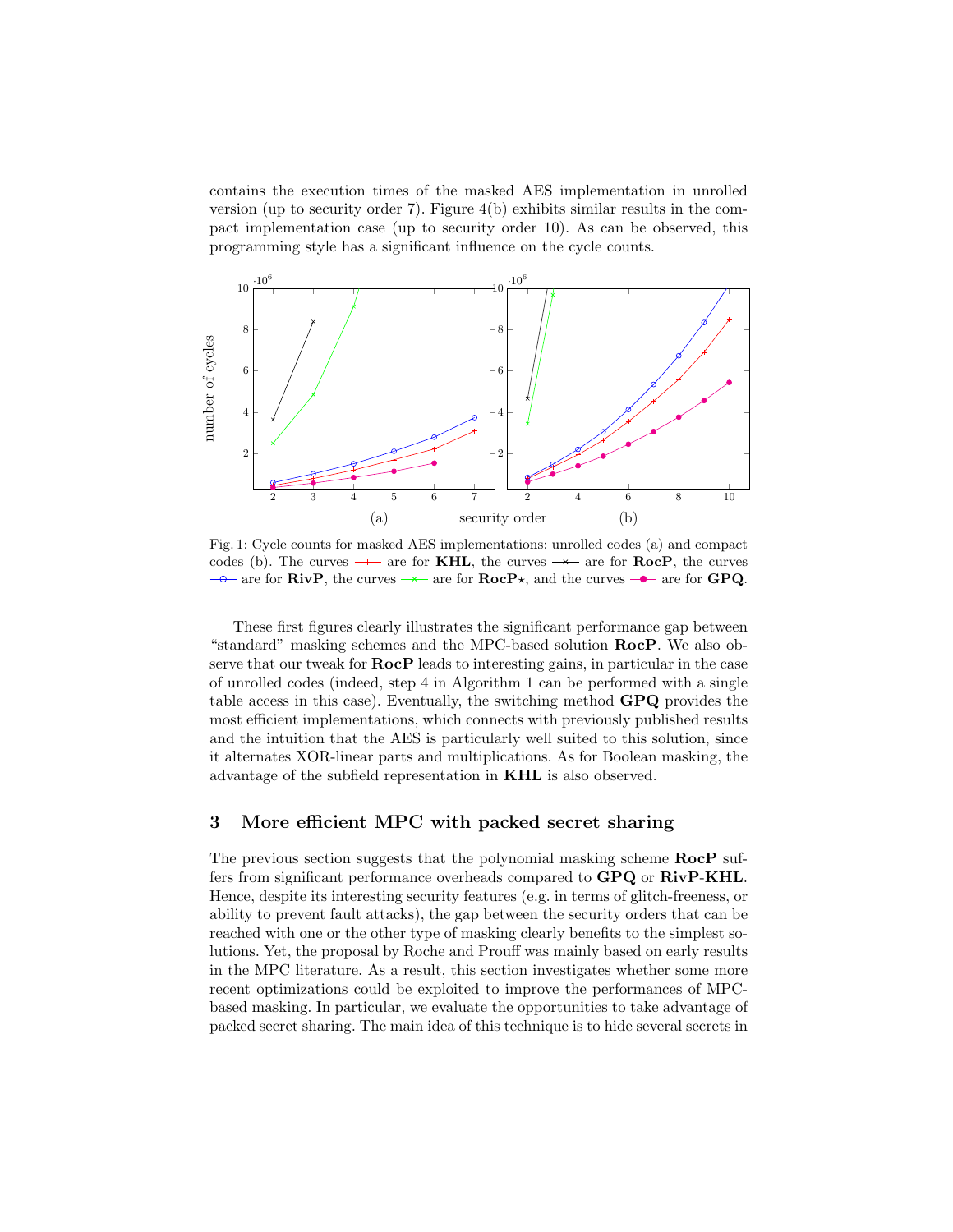contains the execution times of the masked AES implementation in unrolled version (up to security order 7). Figure 4(b) exhibits similar results in the compact implementation case (up to security order 10). As can be observed, this programming style has a significant influence on the cycle counts.

Fig. 1: Cycle counts for masked AES implementations: unrolled codes (a) and compact codes (b). The curves —+— are for **KHL**, the curves —×— are for **RocP**, the curves —○— are for **RivP**, the curves —×— are for **RocP**⋆, and the curves —●— are for **GPQ**.

These first figures clearly illustrates the significant performance gap between "standard" masking schemes and the MPC-based solution **RocP**. We also observe that our tweak for **RocP** leads to interesting gains, in particular in the case of unrolled codes (indeed, step 4 in Algorithm 1 can be performed with a single table access in this case). Eventually, the switching method **GPQ** provides the most efficient implementations, which connects with previously published results and the intuition that the AES is particularly well suited to this solution, since it alternates XOR-linear parts and multiplications. As for Boolean masking, the advantage of the subfield representation in **KHL** is also observed.

## 3 More efficient MPC with packed secret sharing

The previous section suggests that the polynomial masking scheme **RocP** suffers from significant performance overheads compared to **GPQ** or **RivP**-**KHL**. Hence, despite its interesting security features (e.g. in terms of glitch-freeness, or ability to prevent fault attacks), the gap between the security orders that can be reached with one or the other type of masking clearly benefits to the simplest solutions. Yet, the proposal by Roche and Prouff was mainly based on early results in the MPC literature. As a result, this section investigates whether some more recent optimizations could be exploited to improve the performances of MPC-based masking. In particular, we evaluate the opportunities to take advantage of packed secret sharing. The main idea of this technique is to hide several secrets in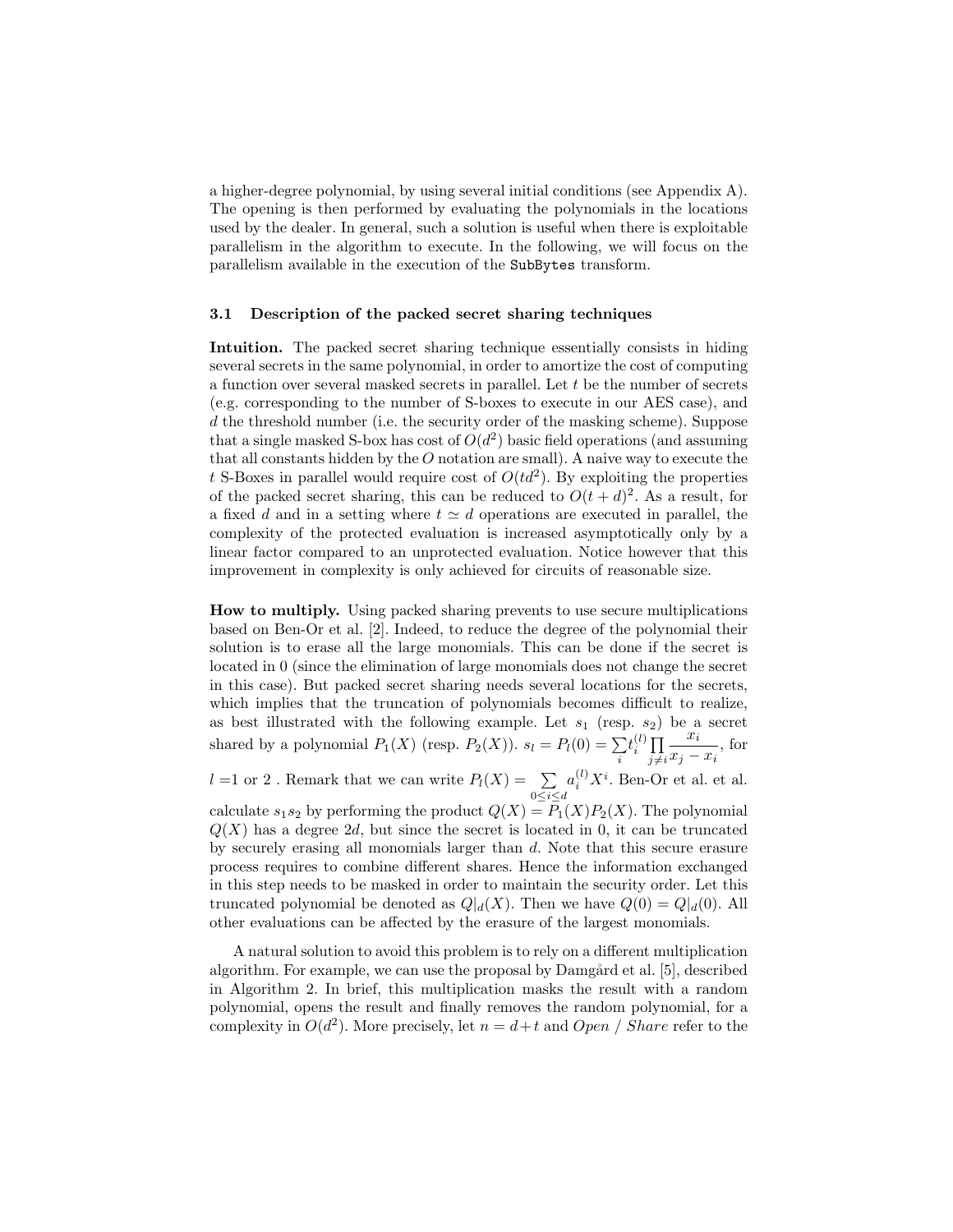a higher-degree polynomial, by using several initial conditions (see Appendix A). The opening is then performed by evaluating the polynomials in the locations used by the dealer. In general, such a solution is useful when there is exploitable parallelism in the algorithm to execute. In the following, we will focus on the parallelism available in the execution of the `SubBytes` transform.

### 3.1 Description of the packed secret sharing techniques

**Intuition.** The packed secret sharing technique essentially consists in hiding several secrets in the same polynomial, in order to amortize the cost of computing a function over several masked secrets in parallel. Let $t$ be the number of secrets (e.g. corresponding to the number of S-boxes to execute in our AES case), and $d$ the threshold number (i.e. the security order of the masking scheme). Suppose that a single masked S-box has cost of $O(d^2)$ basic field operations (and assuming that all constants hidden by the $O$ notation are small). A naive way to execute the $t$ S-Boxes in parallel would require cost of $O(td^2)$. By exploiting the properties of the packed secret sharing, this can be reduced to $O(t+d)^2$. As a result, for a fixed $d$ and in a setting where $t \simeq d$ operations are executed in parallel, the complexity of the protected evaluation is increased asymptotically only by a linear factor compared to an unprotected evaluation. Notice however that this improvement in complexity is only achieved for circuits of reasonable size.

**How to multiply.** Using packed sharing prevents to use secure multiplications based on Ben-Or et al. [2]. Indeed, to reduce the degree of the polynomial their solution is to erase all the large monomials. This can be done if the secret is located in 0 (since the elimination of large monomials does not change the secret in this case). But packed secret sharing needs several locations for the secrets, which implies that the truncation of polynomials becomes difficult to realize, as best illustrated with the following example. Let $s_1$ (resp. $s_2$) be a secret shared by a polynomial $P_1(X)$ (resp. $P_2(X)$). $s_l = P_l(0) = \sum_i t_i^{(l)} \prod_{j \neq i} \frac{x_i}{x_j - x_i}$, for $l = 1$ or $2$ . Remark that we can write $P_l(X) = \sum_{0 \leq i \leq d} a_i^{(l)} X^i$. Ben-Or et al. et al. calculate $s_1 s_2$ by performing the product $Q(X) = P_1(X)P_2(X)$. The polynomial $Q(X)$ has a degree $2d$, but since the secret is located in 0, it can be truncated by securely erasing all monomials larger than $d$. Note that this secure erasure process requires to combine different shares. Hence the information exchanged in this step needs to be masked in order to maintain the security order. Let this truncated polynomial be denoted as $Q|_d(X)$. Then we have $Q(0) = Q|_d(0)$. All other evaluations can be affected by the erasure of the largest monomials.

A natural solution to avoid this problem is to rely on a different multiplication algorithm. For example, we can use the proposal by Damgård et al. [5], described in Algorithm 2. In brief, this multiplication masks the result with a random polynomial, opens the result and finally removes the random polynomial, for a complexity in $O(d^2)$. More precisely, let $n = d + t$ and *Open* / *Share* refer to the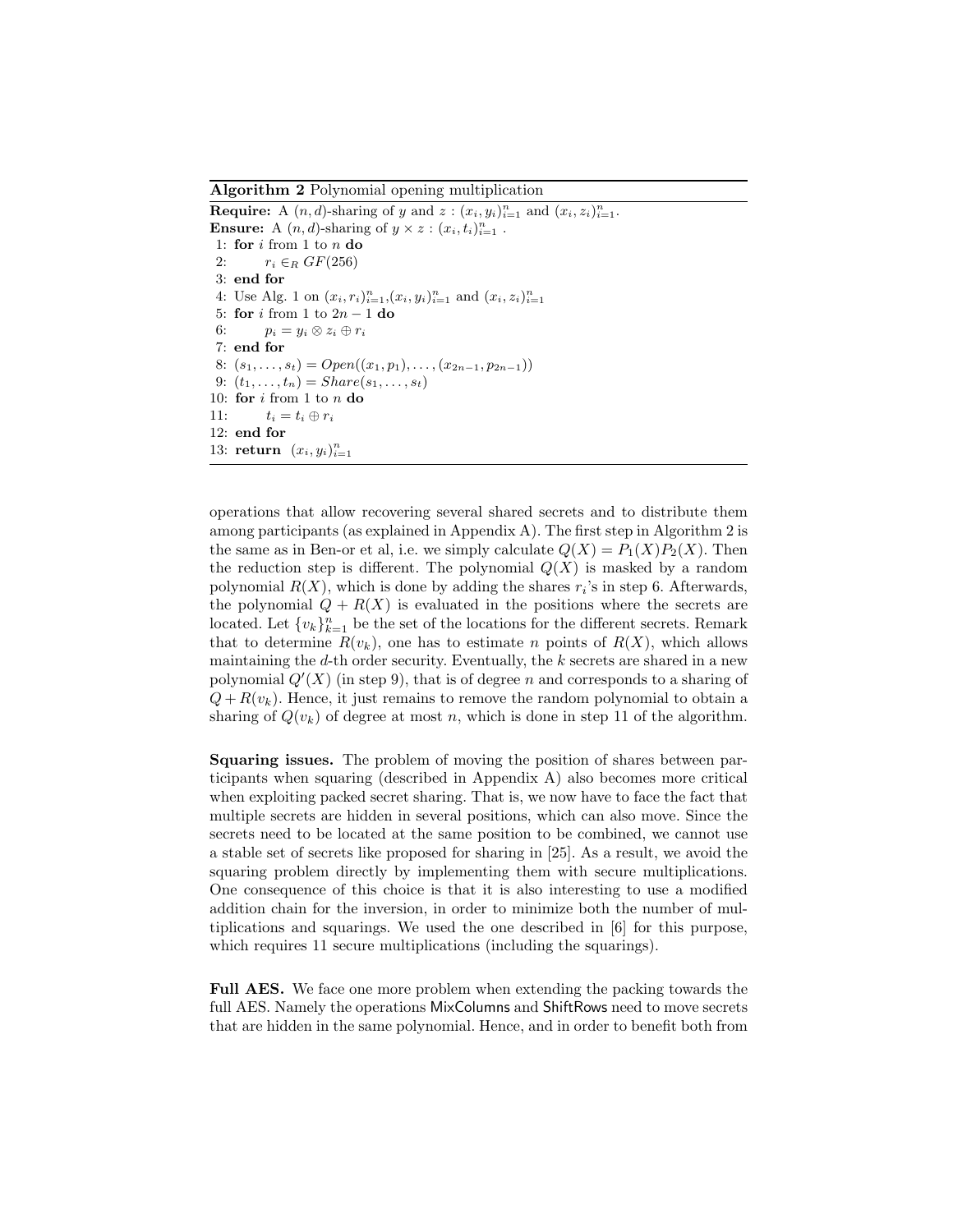**Algorithm 2** Polynomial opening multiplication

**Require:** A $(n, d)$-sharing of $y$ and $z$ : $(x_i, y_i)_{i=1}^n$ and $(x_i, z_i)_{i=1}^n$.
**Ensure:** A $(n, d)$-sharing of $y \times z$ : $(x_i, t_i)_{i=1}^n$ .

```
 1: for i from 1 to n do
 2:     r_i ∈_R GF(256)
 3: end for
 4: Use Alg. 1 on (x_i, r_i)_{i=1}^n, (x_i, y_i)_{i=1}^n and (x_i, z_i)_{i=1}^n
 5: for i from 1 to 2n − 1 do
 6:     p_i = y_i ⊗ z_i ⊕ r_i
 7: end for
 8: (s_1, ..., s_t) = Open((x_1, p_1), ..., (x_{2n−1}, p_{2n−1}))
 9: (t_1, ..., t_n) = Share(s_1, ..., s_t)
10: for i from 1 to n do
11:     t_i = t_i ⊕ r_i
12: end for
13: return (x_i, y_i)_{i=1}^n
```

operations that allow recovering several shared secrets and to distribute them among participants (as explained in Appendix A). The first step in Algorithm 2 is the same as in Ben-or et al, i.e. we simply calculate $Q(X) = P_1(X)P_2(X)$. Then the reduction step is different. The polynomial $Q(X)$ is masked by a random polynomial $R(X)$, which is done by adding the shares $r_i$'s in step 6. Afterwards, the polynomial $Q + R(X)$ is evaluated in the positions where the secrets are located. Let $\{v_k\}_{k=1}^n$ be the set of the locations for the different secrets. Remark that to determine $R(v_k)$, one has to estimate $n$ points of $R(X)$, which allows maintaining the $d$-th order security. Eventually, the $k$ secrets are shared in a new polynomial $Q'(X)$ (in step 9), that is of degree $n$ and corresponds to a sharing of $Q + R(v_k)$. Hence, it just remains to remove the random polynomial to obtain a sharing of $Q(v_k)$ of degree at most $n$, which is done in step 11 of the algorithm.

**Squaring issues.** The problem of moving the position of shares between participants when squaring (described in Appendix A) also becomes more critical when exploiting packed secret sharing. That is, we now have to face the fact that multiple secrets are hidden in several positions, which can also move. Since the secrets need to be located at the same position to be combined, we cannot use a stable set of secrets like proposed for sharing in [25]. As a result, we avoid the squaring problem directly by implementing them with secure multiplications. One consequence of this choice is that it is also interesting to use a modified addition chain for the inversion, in order to minimize both the number of multiplications and squarings. We used the one described in [6] for this purpose, which requires 11 secure multiplications (including the squarings).

**Full AES.** We face one more problem when extending the packing towards the full AES. Namely the operations MixColumns and ShiftRows need to move secrets that are hidden in the same polynomial. Hence, and in order to benefit both from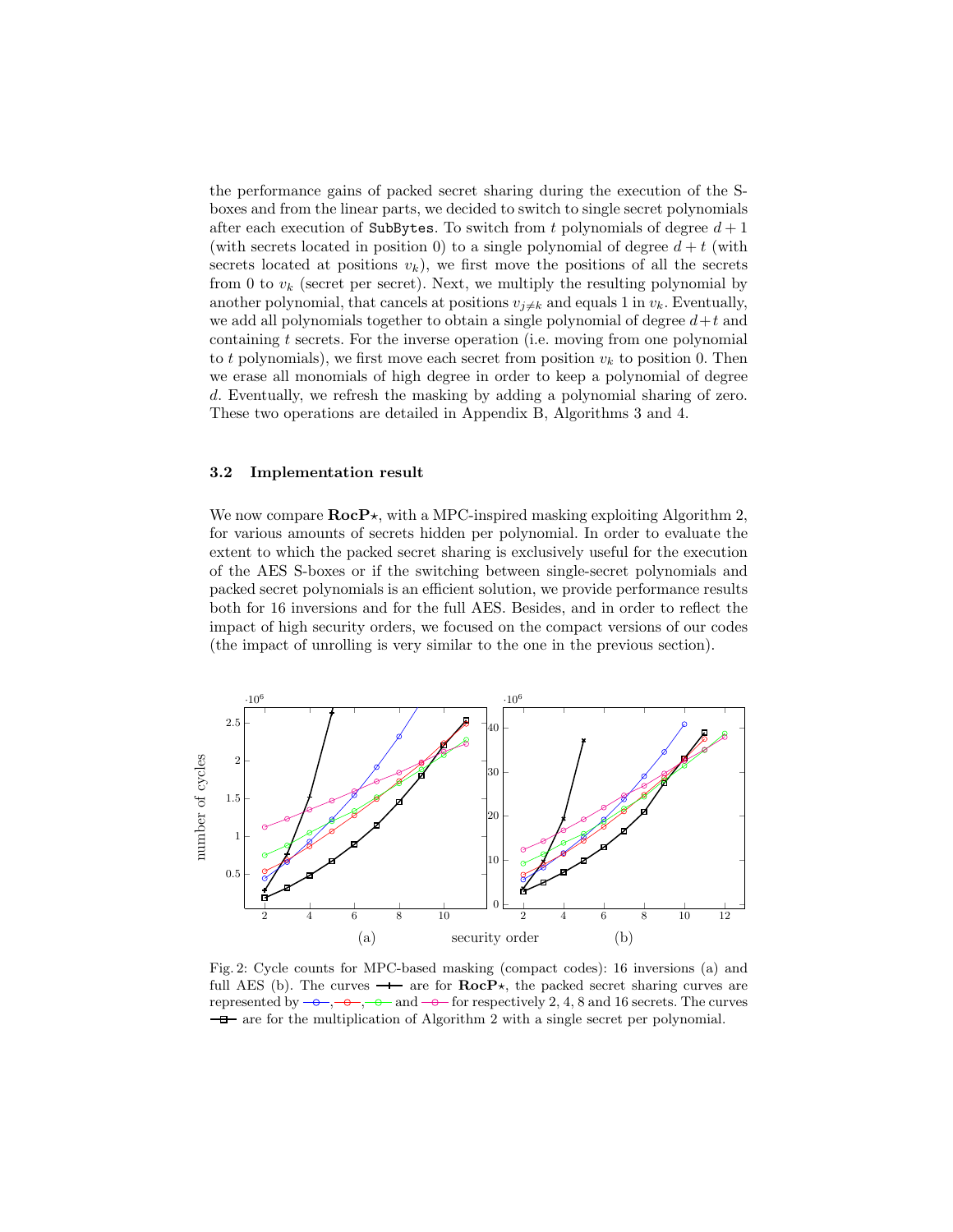the performance gains of packed secret sharing during the execution of the S-boxes and from the linear parts, we decided to switch to single secret polynomials after each execution of SubBytes. To switch from $t$ polynomials of degree $d+1$ (with secrets located in position 0) to a single polynomial of degree $d+t$ (with secrets located at positions $v_k$), we first move the positions of all the secrets from 0 to $v_k$ (secret per secret). Next, we multiply the resulting polynomial by another polynomial, that cancels at positions $v_{j \neq k}$ and equals 1 in $v_k$. Eventually, we add all polynomials together to obtain a single polynomial of degree $d+t$ and containing $t$ secrets. For the inverse operation (i.e. moving from one polynomial to $t$ polynomials), we first move each secret from position $v_k$ to position 0. Then we erase all monomials of high degree in order to keep a polynomial of degree $d$. Eventually, we refresh the masking by adding a polynomial sharing of zero. These two operations are detailed in Appendix B, Algorithms 3 and 4.

### 3.2 Implementation result

We now compare **RocP**$\star$, with a MPC-inspired masking exploiting Algorithm 2, for various amounts of secrets hidden per polynomial. In order to evaluate the extent to which the packed secret sharing is exclusively useful for the execution of the AES S-boxes or if the switching between single-secret polynomials and packed secret polynomials is an efficient solution, we provide performance results both for 16 inversions and for the full AES. Besides, and in order to reflect the impact of high security orders, we focused on the compact versions of our codes (the impact of unrolling is very similar to the one in the previous section).

Fig. 2: Cycle counts for MPC-based masking (compact codes): 16 inversions (a) and full AES (b). The curves are for **RocP**$\star$, the packed secret sharing curves are represented by blue, red, green and pink for respectively 2, 4, 8 and 16 secrets. The curves are for the multiplication of Algorithm 2 with a single secret per polynomial.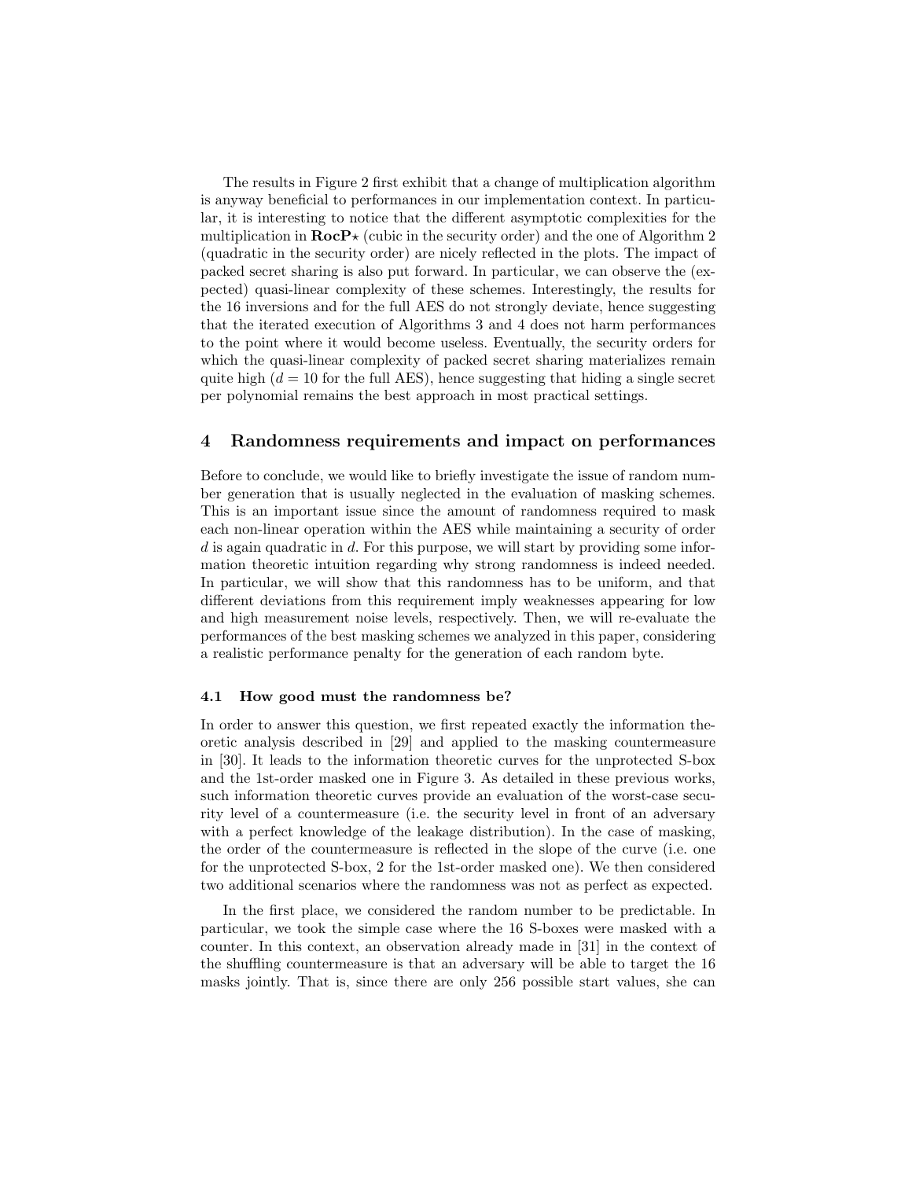The results in Figure 2 first exhibit that a change of multiplication algorithm is anyway beneficial to performances in our implementation context. In particular, it is interesting to notice that the different asymptotic complexities for the multiplication in **RocP**$\star$ (cubic in the security order) and the one of Algorithm 2 (quadratic in the security order) are nicely reflected in the plots. The impact of packed secret sharing is also put forward. In particular, we can observe the (expected) quasi-linear complexity of these schemes. Interestingly, the results for the 16 inversions and for the full AES do not strongly deviate, hence suggesting that the iterated execution of Algorithms 3 and 4 does not harm performances to the point where it would become useless. Eventually, the security orders for which the quasi-linear complexity of packed secret sharing materializes remain quite high ($d = 10$ for the full AES), hence suggesting that hiding a single secret per polynomial remains the best approach in most practical settings.

## 4 Randomness requirements and impact on performances

Before to conclude, we would like to briefly investigate the issue of random number generation that is usually neglected in the evaluation of masking schemes. This is an important issue since the amount of randomness required to mask each non-linear operation within the AES while maintaining a security of order $d$ is again quadratic in $d$. For this purpose, we will start by providing some information theoretic intuition regarding why strong randomness is indeed needed. In particular, we will show that this randomness has to be uniform, and that different deviations from this requirement imply weaknesses appearing for low and high measurement noise levels, respectively. Then, we will re-evaluate the performances of the best masking schemes we analyzed in this paper, considering a realistic performance penalty for the generation of each random byte.

### 4.1 How good must the randomness be?

In order to answer this question, we first repeated exactly the information theoretic analysis described in [29] and applied to the masking countermeasure in [30]. It leads to the information theoretic curves for the unprotected S-box and the 1st-order masked one in Figure 3. As detailed in these previous works, such information theoretic curves provide an evaluation of the worst-case security level of a countermeasure (i.e. the security level in front of an adversary with a perfect knowledge of the leakage distribution). In the case of masking, the order of the countermeasure is reflected in the slope of the curve (i.e. one for the unprotected S-box, 2 for the 1st-order masked one). We then considered two additional scenarios where the randomness was not as perfect as expected.

In the first place, we considered the random number to be predictable. In particular, we took the simple case where the 16 S-boxes were masked with a counter. In this context, an observation already made in [31] in the context of the shuffling countermeasure is that an adversary will be able to target the 16 masks jointly. That is, since there are only 256 possible start values, she can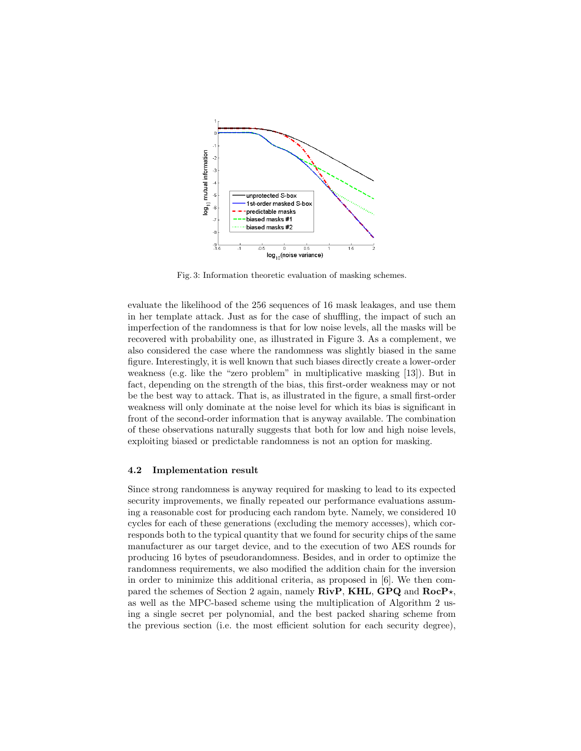Fig. 3: Information theoretic evaluation of masking schemes.

evaluate the likelihood of the 256 sequences of 16 mask leakages, and use them in her template attack. Just as for the case of shuffling, the impact of such an imperfection of the randomness is that for low noise levels, all the masks will be recovered with probability one, as illustrated in Figure 3. As a complement, we also considered the case where the randomness was slightly biased in the same figure. Interestingly, it is well known that such biases directly create a lower-order weakness (e.g. like the "zero problem" in multiplicative masking [13]). But in fact, depending on the strength of the bias, this first-order weakness may or not be the best way to attack. That is, as illustrated in the figure, a small first-order weakness will only dominate at the noise level for which its bias is significant in front of the second-order information that is anyway available. The combination of these observations naturally suggests that both for low and high noise levels, exploiting biased or predictable randomness is not an option for masking.

### 4.2 Implementation result

Since strong randomness is anyway required for masking to lead to its expected security improvements, we finally repeated our performance evaluations assuming a reasonable cost for producing each random byte. Namely, we considered 10 cycles for each of these generations (excluding the memory accesses), which corresponds both to the typical quantity that we found for security chips of the same manufacturer as our target device, and to the execution of two AES rounds for producing 16 bytes of pseudorandomness. Besides, and in order to optimize the randomness requirements, we also modified the addition chain for the inversion in order to minimize this additional criteria, as proposed in [6]. We then compared the schemes of Section 2 again, namely **RivP**, **KHL**, **GPQ** and **RocP⋆**, as well as the MPC-based scheme using the multiplication of Algorithm 2 using a single secret per polynomial, and the best packed sharing scheme from the previous section (i.e. the most efficient solution for each security degree),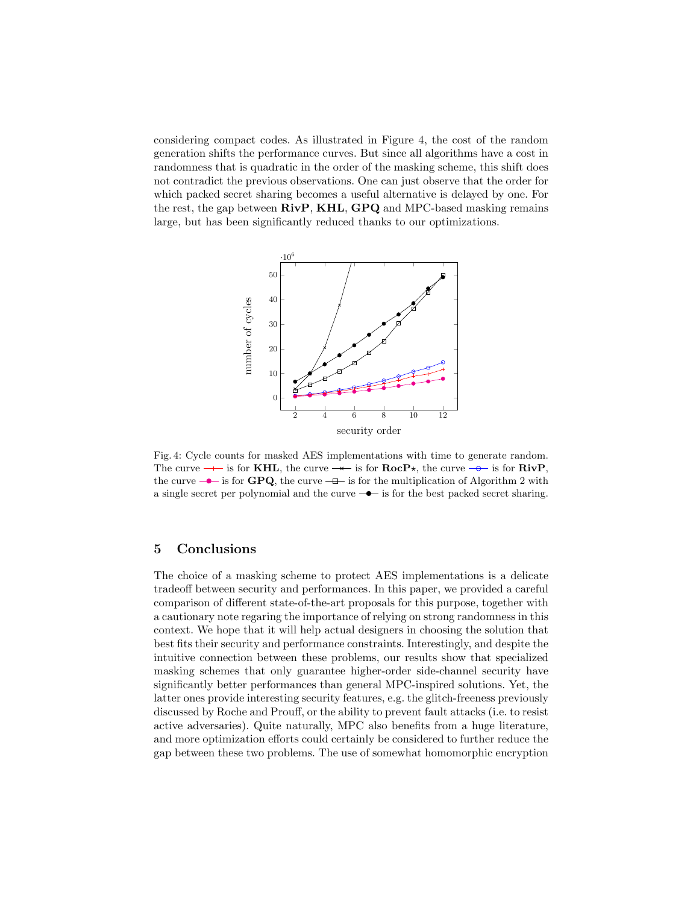considering compact codes. As illustrated in Figure 4, the cost of the random generation shifts the performance curves. But since all algorithms have a cost in randomness that is quadratic in the order of the masking scheme, this shift does not contradict the previous observations. One can just observe that the order for which packed secret sharing becomes a useful alternative is delayed by one. For the rest, the gap between **RivP**, **KHL**, **GPQ** and MPC-based masking remains large, but has been significantly reduced thanks to our optimizations.

$\cdot 10^6$

50
40
30
20
10
0

number of cycles

2 4 6 8 10 12

security order

Fig. 4: Cycle counts for masked AES implementations with time to generate random. The curve —+— is for **KHL**, the curve —×— is for **RocP⋆**, the curve —○— is for **RivP**, the curve —●— is for **GPQ**, the curve —□— is for the multiplication of Algorithm 2 with a single secret per polynomial and the curve —●— is for the best packed secret sharing.

## 5 Conclusions

The choice of a masking scheme to protect AES implementations is a delicate tradeoff between security and performances. In this paper, we provided a careful comparison of different state-of-the-art proposals for this purpose, together with a cautionary note regaring the importance of relying on strong randomness in this context. We hope that it will help actual designers in choosing the solution that best fits their security and performance constraints. Interestingly, and despite the intuitive connection between these problems, our results show that specialized masking schemes that only guarantee higher-order side-channel security have significantly better performances than general MPC-inspired solutions. Yet, the latter ones provide interesting security features, e.g. the glitch-freeness previously discussed by Roche and Prouff, or the ability to prevent fault attacks (i.e. to resist active adversaries). Quite naturally, MPC also benefits from a huge literature, and more optimization efforts could certainly be considered to further reduce the gap between these two problems. The use of somewhat homomorphic encryption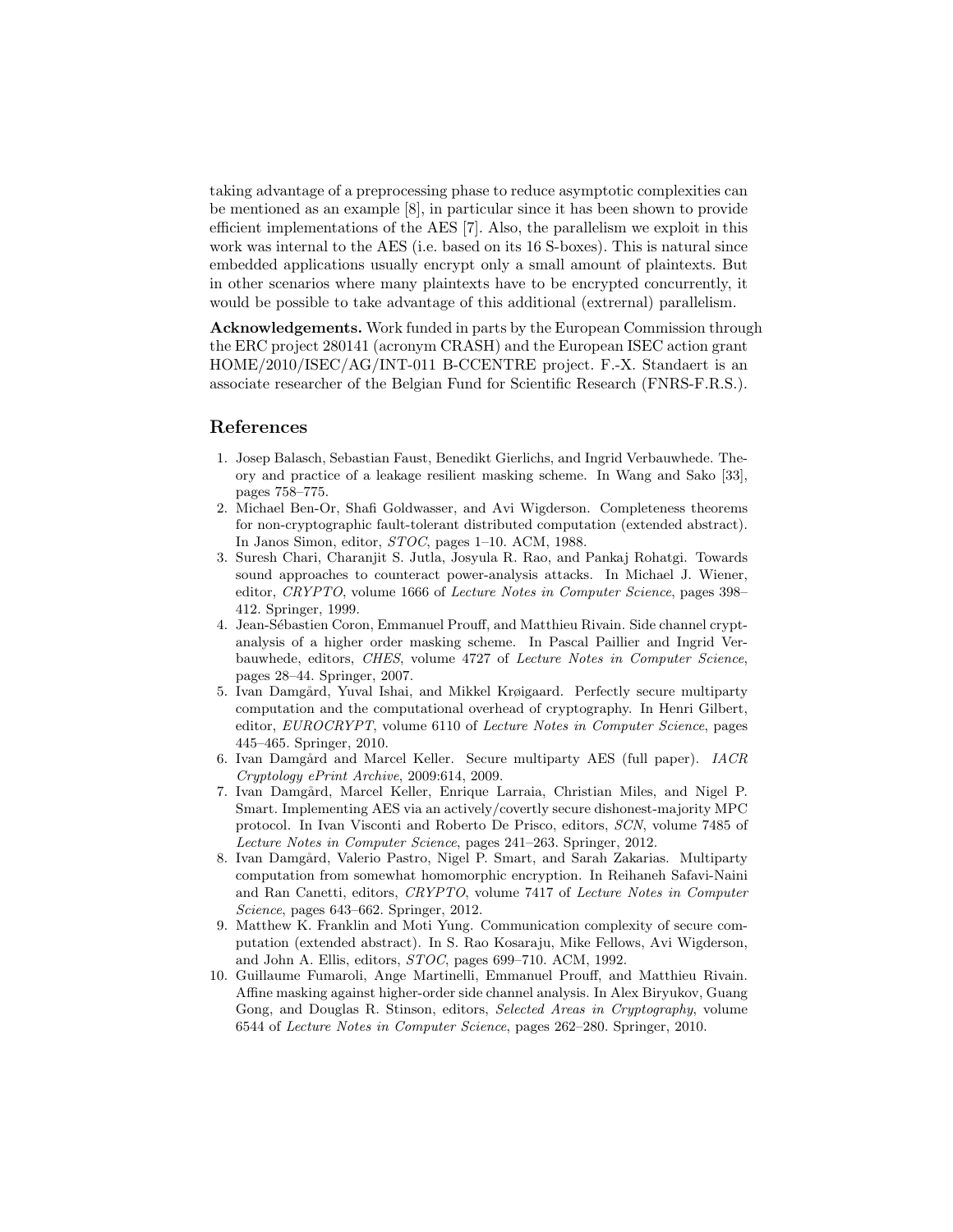taking advantage of a preprocessing phase to reduce asymptotic complexities can be mentioned as an example [8], in particular since it has been shown to provide efficient implementations of the AES [7]. Also, the parallelism we exploit in this work was internal to the AES (i.e. based on its 16 S-boxes). This is natural since embedded applications usually encrypt only a small amount of plaintexts. But in other scenarios where many plaintexts have to be encrypted concurrently, it would be possible to take advantage of this additional (extrernal) parallelism.

**Acknowledgements.** Work funded in parts by the European Commission through the ERC project 280141 (acronym CRASH) and the European ISEC action grant HOME/2010/ISEC/AG/INT-011 B-CCENTRE project. F.-X. Standaert is an associate researcher of the Belgian Fund for Scientific Research (FNRS-F.R.S.).

## References

1. Josep Balasch, Sebastian Faust, Benedikt Gierlichs, and Ingrid Verbauwhede. Theory and practice of a leakage resilient masking scheme. In Wang and Sako [33], pages 758–775.
2. Michael Ben-Or, Shafi Goldwasser, and Avi Wigderson. Completeness theorems for non-cryptographic fault-tolerant distributed computation (extended abstract). In Janos Simon, editor, *STOC*, pages 1–10. ACM, 1988.
3. Suresh Chari, Charanjit S. Jutla, Josyula R. Rao, and Pankaj Rohatgi. Towards sound approaches to counteract power-analysis attacks. In Michael J. Wiener, editor, *CRYPTO*, volume 1666 of *Lecture Notes in Computer Science*, pages 398–412. Springer, 1999.
4. Jean-Sébastien Coron, Emmanuel Prouff, and Matthieu Rivain. Side channel cryptanalysis of a higher order masking scheme. In Pascal Paillier and Ingrid Verbauwhede, editors, *CHES*, volume 4727 of *Lecture Notes in Computer Science*, pages 28–44. Springer, 2007.
5. Ivan Damgård, Yuval Ishai, and Mikkel Krøigaard. Perfectly secure multiparty computation and the computational overhead of cryptography. In Henri Gilbert, editor, *EUROCRYPT*, volume 6110 of *Lecture Notes in Computer Science*, pages 445–465. Springer, 2010.
6. Ivan Damgård and Marcel Keller. Secure multiparty AES (full paper). *IACR Cryptology ePrint Archive*, 2009:614, 2009.
7. Ivan Damgård, Marcel Keller, Enrique Larraia, Christian Miles, and Nigel P. Smart. Implementing AES via an actively/covertly secure dishonest-majority MPC protocol. In Ivan Visconti and Roberto De Prisco, editors, *SCN*, volume 7485 of *Lecture Notes in Computer Science*, pages 241–263. Springer, 2012.
8. Ivan Damgård, Valerio Pastro, Nigel P. Smart, and Sarah Zakarias. Multiparty computation from somewhat homomorphic encryption. In Reihaneh Safavi-Naini and Ran Canetti, editors, *CRYPTO*, volume 7417 of *Lecture Notes in Computer Science*, pages 643–662. Springer, 2012.
9. Matthew K. Franklin and Moti Yung. Communication complexity of secure computation (extended abstract). In S. Rao Kosaraju, Mike Fellows, Avi Wigderson, and John A. Ellis, editors, *STOC*, pages 699–710. ACM, 1992.
10. Guillaume Fumaroli, Ange Martinelli, Emmanuel Prouff, and Matthieu Rivain. Affine masking against higher-order side channel analysis. In Alex Biryukov, Guang Gong, and Douglas R. Stinson, editors, *Selected Areas in Cryptography*, volume 6544 of *Lecture Notes in Computer Science*, pages 262–280. Springer, 2010.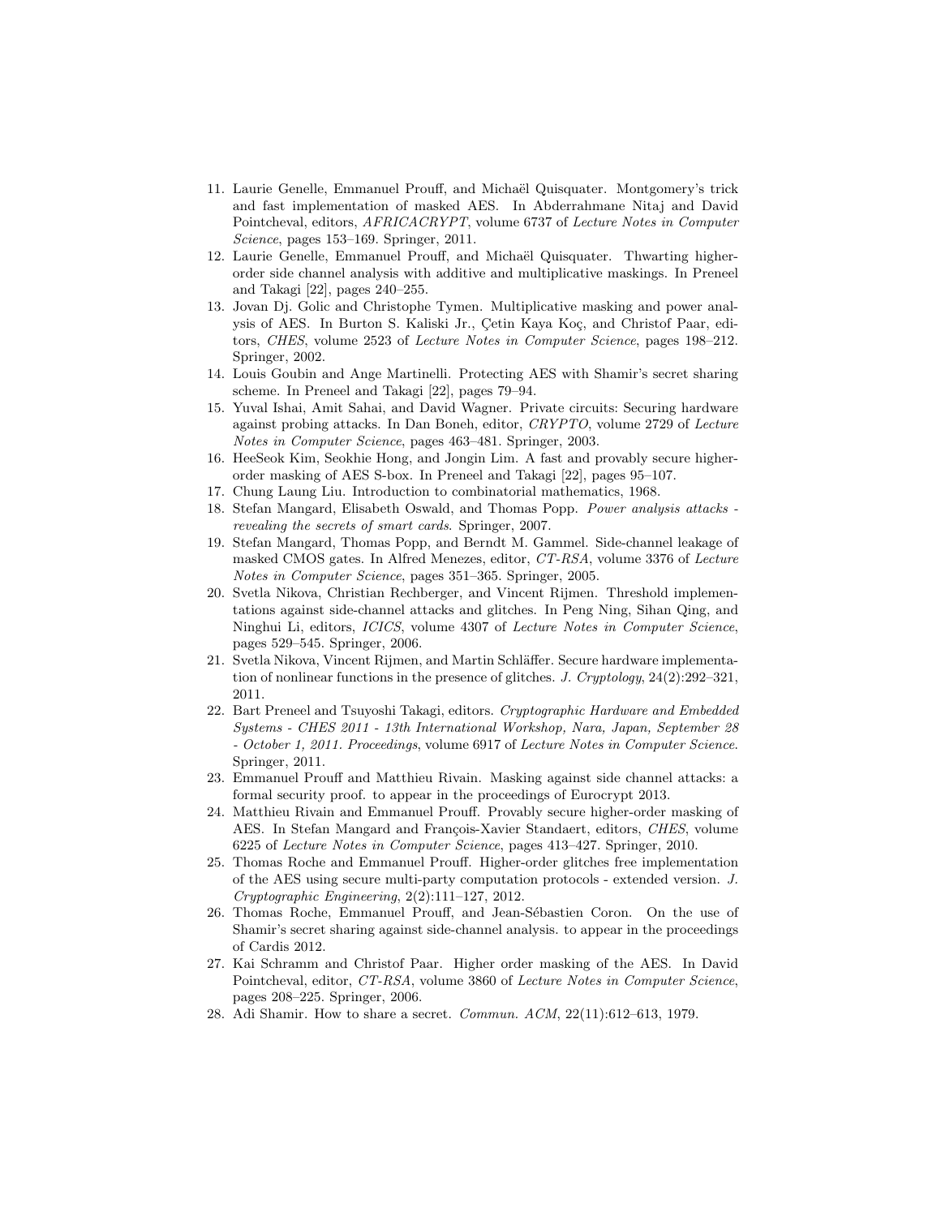11. Laurie Genelle, Emmanuel Prouff, and Michaël Quisquater. Montgomery's trick and fast implementation of masked AES. In Abderrahmane Nitaj and David Pointcheval, editors, *AFRICACRYPT*, volume 6737 of *Lecture Notes in Computer Science*, pages 153–169. Springer, 2011.
12. Laurie Genelle, Emmanuel Prouff, and Michaël Quisquater. Thwarting higher-order side channel analysis with additive and multiplicative maskings. In Preneel and Takagi [22], pages 240–255.
13. Jovan Dj. Golic and Christophe Tymen. Multiplicative masking and power analysis of AES. In Burton S. Kaliski Jr., Çetin Kaya Koç, and Christof Paar, editors, *CHES*, volume 2523 of *Lecture Notes in Computer Science*, pages 198–212. Springer, 2002.
14. Louis Goubin and Ange Martinelli. Protecting AES with Shamir's secret sharing scheme. In Preneel and Takagi [22], pages 79–94.
15. Yuval Ishai, Amit Sahai, and David Wagner. Private circuits: Securing hardware against probing attacks. In Dan Boneh, editor, *CRYPTO*, volume 2729 of *Lecture Notes in Computer Science*, pages 463–481. Springer, 2003.
16. HeeSeok Kim, Seokhie Hong, and Jongin Lim. A fast and provably secure higher-order masking of AES S-box. In Preneel and Takagi [22], pages 95–107.
17. Chung Laung Liu. Introduction to combinatorial mathematics, 1968.
18. Stefan Mangard, Elisabeth Oswald, and Thomas Popp. *Power analysis attacks - revealing the secrets of smart cards*. Springer, 2007.
19. Stefan Mangard, Thomas Popp, and Berndt M. Gammel. Side-channel leakage of masked CMOS gates. In Alfred Menezes, editor, *CT-RSA*, volume 3376 of *Lecture Notes in Computer Science*, pages 351–365. Springer, 2005.
20. Svetla Nikova, Christian Rechberger, and Vincent Rijmen. Threshold implementations against side-channel attacks and glitches. In Peng Ning, Sihan Qing, and Ninghui Li, editors, *ICICS*, volume 4307 of *Lecture Notes in Computer Science*, pages 529–545. Springer, 2006.
21. Svetla Nikova, Vincent Rijmen, and Martin Schläffer. Secure hardware implementation of nonlinear functions in the presence of glitches. *J. Cryptology*, 24(2):292–321, 2011.
22. Bart Preneel and Tsuyoshi Takagi, editors. *Cryptographic Hardware and Embedded Systems - CHES 2011 - 13th International Workshop, Nara, Japan, September 28 - October 1, 2011. Proceedings*, volume 6917 of *Lecture Notes in Computer Science*. Springer, 2011.
23. Emmanuel Prouff and Matthieu Rivain. Masking against side channel attacks: a formal security proof. to appear in the proceedings of Eurocrypt 2013.
24. Matthieu Rivain and Emmanuel Prouff. Provably secure higher-order masking of AES. In Stefan Mangard and François-Xavier Standaert, editors, *CHES*, volume 6225 of *Lecture Notes in Computer Science*, pages 413–427. Springer, 2010.
25. Thomas Roche and Emmanuel Prouff. Higher-order glitches free implementation of the AES using secure multi-party computation protocols - extended version. *J. Cryptographic Engineering*, 2(2):111–127, 2012.
26. Thomas Roche, Emmanuel Prouff, and Jean-Sébastien Coron. On the use of Shamir's secret sharing against side-channel analysis. to appear in the proceedings of Cardis 2012.
27. Kai Schramm and Christof Paar. Higher order masking of the AES. In David Pointcheval, editor, *CT-RSA*, volume 3860 of *Lecture Notes in Computer Science*, pages 208–225. Springer, 2006.
28. Adi Shamir. How to share a secret. *Commun. ACM*, 22(11):612–613, 1979.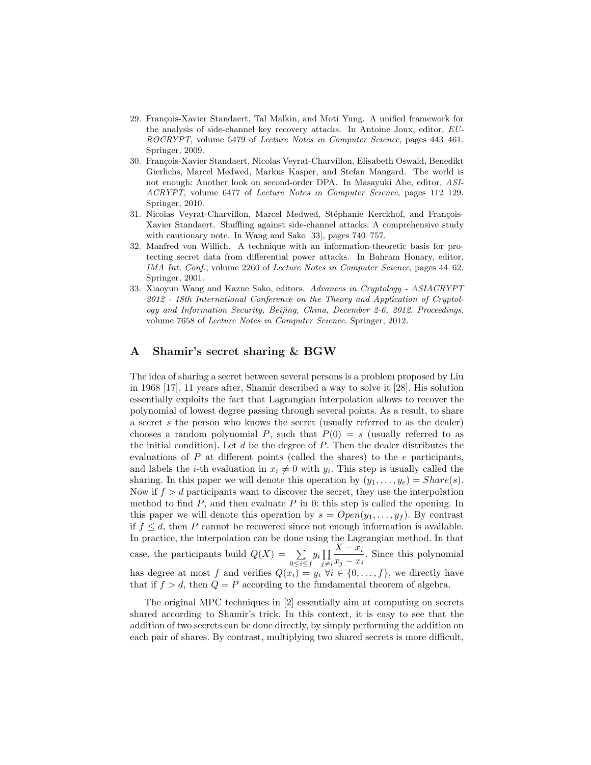29. François-Xavier Standaert, Tal Malkin, and Moti Yung. A unified framework for the analysis of side-channel key recovery attacks. In Antoine Joux, editor, *EUROCRYPT*, volume 5479 of *Lecture Notes in Computer Science*, pages 443–461. Springer, 2009.
30. François-Xavier Standaert, Nicolas Veyrat-Charvillon, Elisabeth Oswald, Benedikt Gierlichs, Marcel Medwed, Markus Kasper, and Stefan Mangard. The world is not enough: Another look on second-order DPA. In Masayuki Abe, editor, *ASIACRYPT*, volume 6477 of *Lecture Notes in Computer Science*, pages 112–129. Springer, 2010.
31. Nicolas Veyrat-Charvillon, Marcel Medwed, Stéphanie Kerckhof, and François-Xavier Standaert. Shuffling against side-channel attacks: A comprehensive study with cautionary note. In Wang and Sako [33], pages 740–757.
32. Manfred von Willich. A technique with an information-theoretic basis for protecting secret data from differential power attacks. In Bahram Honary, editor, *IMA Int. Conf.*, volume 2260 of *Lecture Notes in Computer Science*, pages 44–62. Springer, 2001.
33. Xiaoyun Wang and Kazue Sako, editors. *Advances in Cryptology - ASIACRYPT 2012 - 18th International Conference on the Theory and Application of Cryptology and Information Security, Beijing, China, December 2-6, 2012. Proceedings*, volume 7658 of *Lecture Notes in Computer Science*. Springer, 2012.

# A Shamir's secret sharing & BGW

The idea of sharing a secret between several persons is a problem proposed by Liu in 1968 [17]. 11 years after, Shamir described a way to solve it [28]. His solution essentially exploits the fact that Lagrangian interpolation allows to recover the polynomial of lowest degree passing through several points. As a result, to share a secret $s$ the person who knows the secret (usually referred to as the dealer) chooses a random polynomial $P$, such that $P(0) = s$ (usually referred to as the initial condition). Let $d$ be the degree of $P$. Then the dealer distributes the evaluations of $P$ at different points (called the shares) to the $e$ participants, and labels the $i$-th evaluation in $x_i \neq 0$ with $y_i$. This step is usually called the sharing. In this paper we will denote this operation by $(y_1, \ldots, y_e) = Share(s)$. Now if $f > d$ participants want to discover the secret, they use the interpolation method to find $P$, and then evaluate $P$ in 0: this step is called the opening. In this paper we will denote this operation by $s = Open(y_1, \ldots, y_f)$. By contrast if $f \leq d$, then $P$ cannot be recovered since not enough information is available. In practice, the interpolation can be done using the Lagrangian method. In that case, the participants build $Q(X) = \sum_{0 \leq i \leq f} y_i \prod_{j \neq i} \frac{X - x_i}{x_j - x_i}$. Since this polynomial has degree at most $f$ and verifies $Q(x_i) = y_i \; \forall i \in \{0, \ldots, f\}$, we directly have that if $f > d$, then $Q = P$ according to the fundamental theorem of algebra.

The original MPC techniques in [2] essentially aim at computing on secrets shared according to Shamir's trick. In this context, it is easy to see that the addition of two secrets can be done directly, by simply performing the addition on each pair of shares. By contrast, multiplying two shared secrets is more difficult,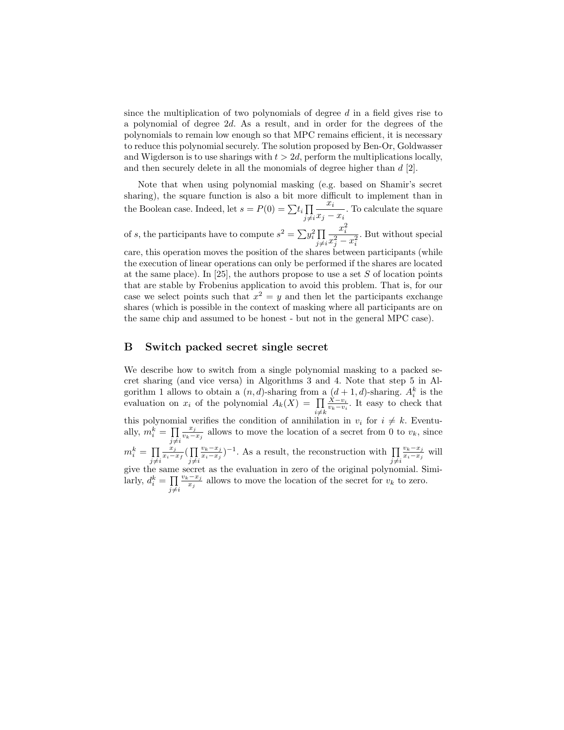since the multiplication of two polynomials of degree $d$ in a field gives rise to a polynomial of degree $2d$. As a result, and in order for the degrees of the polynomials to remain low enough so that MPC remains efficient, it is necessary to reduce this polynomial securely. The solution proposed by Ben-Or, Goldwasser and Wigderson is to use sharings with $t > 2d$, perform the multiplications locally, and then securely delete in all the monomials of degree higher than $d$ [2].

Note that when using polynomial masking (e.g. based on Shamir's secret sharing), the square function is also a bit more difficult to implement than in the Boolean case. Indeed, let $s = P(0) = \sum t_i \prod_{j \neq i} \frac{x_i}{x_j - x_i}$. To calculate the square of $s$, the participants have to compute $s^2 = \sum y_i^2 \prod_{j \neq i} \frac{x_i^2}{x_j^2 - x_i^2}$. But without special care, this operation moves the position of the shares between participants (while the execution of linear operations can only be performed if the shares are located at the same place). In [25], the authors propose to use a set $S$ of location points that are stable by Frobenius application to avoid this problem. That is, for our case we select points such that $x^2 = y$ and then let the participants exchange shares (which is possible in the context of masking where all participants are on the same chip and assumed to be honest - but not in the general MPC case).

## B Switch packed secret single secret

We describe how to switch from a single polynomial masking to a packed secret sharing (and vice versa) in Algorithms 3 and 4. Note that step 5 in Algorithm 1 allows to obtain a $(n, d)$-sharing from a $(d+1, d)$-sharing. $A_i^k$ is the evaluation on $x_i$ of the polynomial $A_k(X) = \prod_{i \neq k} \frac{X - v_i}{v_k - v_i}$. It easy to check that this polynomial verifies the condition of annihilation in $v_i$ for $i \neq k$. Eventually, $m_i^k = \prod_{j \neq i} \frac{x_j}{v_k - x_j}$ allows to move the location of a secret from 0 to $v_k$, since $m_i^k = \prod_{j \neq i} \frac{x_j}{x_i - x_f} (\prod_{j \neq i} \frac{v_k - x_j}{x_i - x_j})^{-1}$. As a result, the reconstruction with $\prod_{j \neq i} \frac{v_k - x_j}{x_i - x_j}$ will give the same secret as the evaluation in zero of the original polynomial. Similarly, $d_i^k = \prod_{j \neq i} \frac{v_k - x_j}{x_j}$ allows to move the location of the secret for $v_k$ to zero.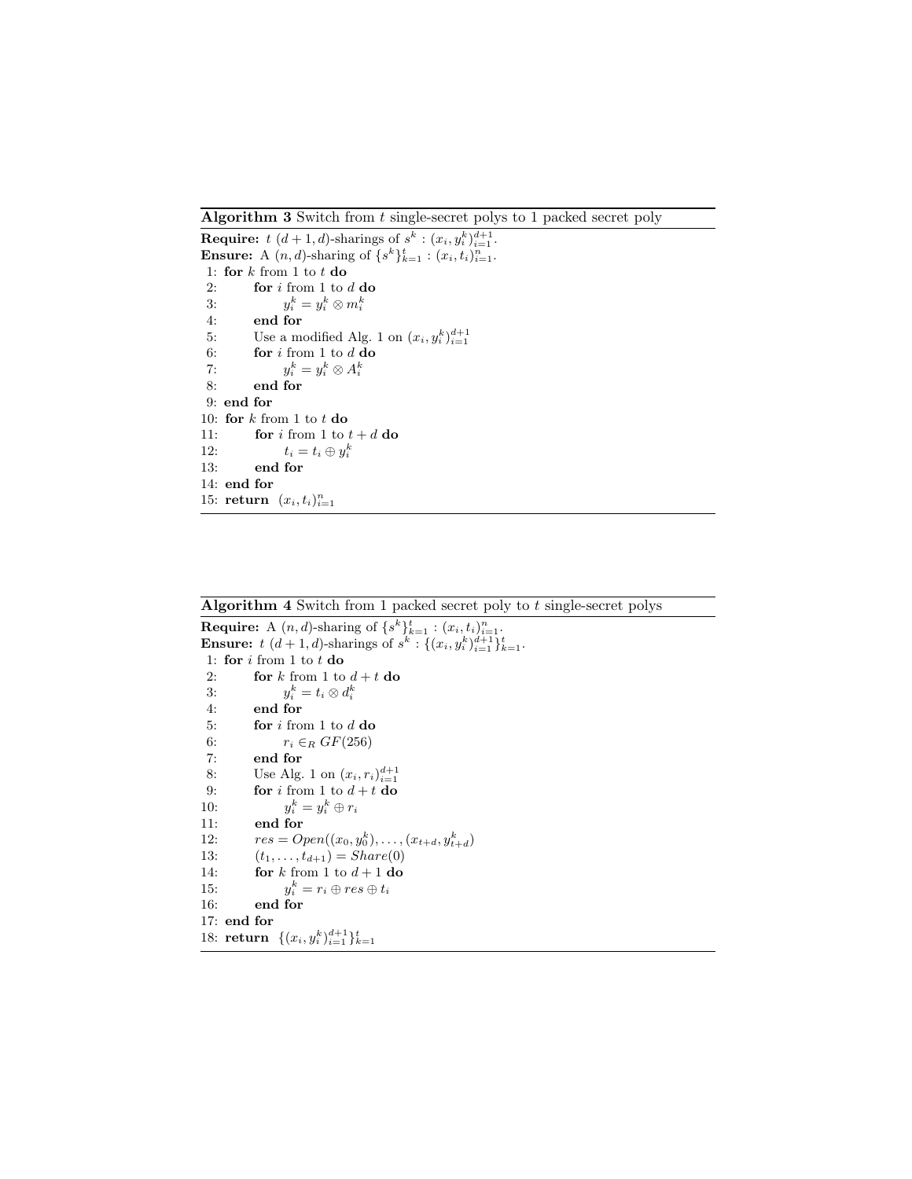**Algorithm 3** Switch from $t$ single-secret polys to 1 packed secret poly

**Require:** $t$ $(d+1,d)$-sharings of $s^k : (x_i, y_i^k)_{i=1}^{d+1}$.
**Ensure:** A $(n,d)$-sharing of $\{s^k\}_{k=1}^t : (x_i, t_i)_{i=1}^n$.

```
 1: for k from 1 to t do
 2:     for i from 1 to d do
 3:         y_i^k = y_i^k ⊗ m_i^k
 4:     end for
 5:     Use a modified Alg. 1 on (x_i, y_i^k)_{i=1}^{d+1}
 6:     for i from 1 to d do
 7:         y_i^k = y_i^k ⊗ A_i^k
 8:     end for
 9: end for
10: for k from 1 to t do
11:     for i from 1 to t + d do
12:         t_i = t_i ⊕ y_i^k
13:     end for
14: end for
15: return (x_i, t_i)_{i=1}^n
```

**Algorithm 4** Switch from 1 packed secret poly to $t$ single-secret polys

**Require:** A $(n,d)$-sharing of $\{s^k\}_{k=1}^t : (x_i, t_i)_{i=1}^n$.
**Ensure:** $t$ $(d+1,d)$-sharings of $s^k : \{(x_i, y_i^k)_{i=1}^{d+1}\}_{k=1}^t$.

```
 1: for i from 1 to t do
 2:     for k from 1 to d + t do
 3:         y_i^k = t_i ⊗ d_i^k
 4:     end for
 5:     for i from 1 to d do
 6:         r_i ∈_R GF(256)
 7:     end for
 8:     Use Alg. 1 on (x_i, r_i)_{i=1}^{d+1}
 9:     for i from 1 to d + t do
10:         y_i^k = y_i^k ⊕ r_i
11:     end for
12:     res = Open((x_0, y_0^k), ..., (x_{t+d}, y_{t+d}^k))
13:     (t_1, ..., t_{d+1}) = Share(0)
14:     for k from 1 to d + 1 do
15:         y_i^k = r_i ⊕ res ⊕ t_i
16:     end for
17: end for
18: return {(x_i, y_i^k)_{i=1}^{d+1}}_{k=1}^t
```